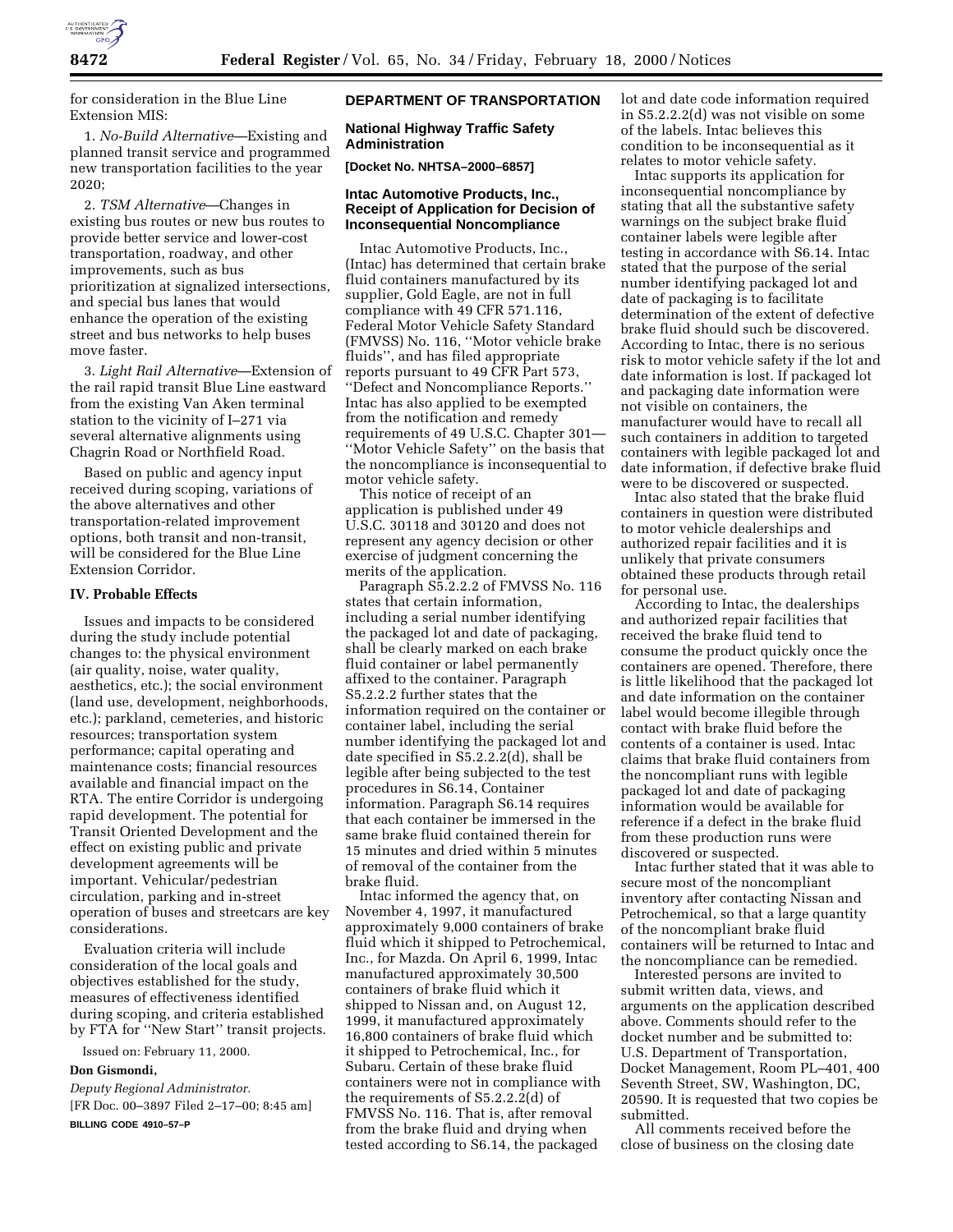for consideration in the Blue Line Extension MIS:

1. *No-Build Alternative*—Existing and planned transit service and programmed new transportation facilities to the year 2020;

2. *TSM Alternative*—Changes in existing bus routes or new bus routes to provide better service and lower-cost transportation, roadway, and other improvements, such as bus prioritization at signalized intersections, and special bus lanes that would enhance the operation of the existing street and bus networks to help buses move faster.

3. *Light Rail Alternative*—Extension of the rail rapid transit Blue Line eastward from the existing Van Aken terminal station to the vicinity of I–271 via several alternative alignments using Chagrin Road or Northfield Road.

Based on public and agency input received during scoping, variations of the above alternatives and other transportation-related improvement options, both transit and non-transit, will be considered for the Blue Line Extension Corridor.

### IV. Probable Effects

Issues and impacts to be considered during the study include potential changes to: the physical environment (air quality, noise, water quality, aesthetics, etc.); the social environment (land use, development, neighborhoods, etc.); parkland, cemeteries, and historic resources; transportation system performance; capital operating and maintenance costs; financial resources available and financial impact on the RTA. The entire Corridor is undergoing rapid development. The potential for Transit Oriented Development and the effect on existing public and private development agreements will be important. Vehicular/pedestrian circulation, parking and in-street operation of buses and streetcars are key considerations.

Evaluation criteria will include consideration of the local goals and objectives established for the study, measures of effectiveness identified during scoping, and criteria established by FTA for ''New Start'' transit projects.

Issued on: February 11, 2000.

**Don Gismondi,**

*Deputy Regional Administrator.*

[FR Doc. 00–3897 Filed 2–17–00; 8:45 am]

**BILLING CODE 4910–57–P**

## DEPARTMENT OF TRANSPORTATION

### National Highway Traffic Safety Administration

**[Docket No. NHTSA–2000–6857]**

### Intac Automotive Products, Inc., Receipt of Application for Decision of Inconsequential Noncompliance

Intac Automotive Products, Inc., (Intac) has determined that certain brake fluid containers manufactured by its supplier, Gold Eagle, are not in full compliance with 49 CFR 571.116, Federal Motor Vehicle Safety Standard (FMVSS) No. 116, ''Motor vehicle brake fluids'', and has filed appropriate reports pursuant to 49 CFR Part 573, ''Defect and Noncompliance Reports.'' Intac has also applied to be exempted from the notification and remedy requirements of 49 U.S.C. Chapter 301—''Motor Vehicle Safety'' on the basis that the noncompliance is inconsequential to motor vehicle safety.

This notice of receipt of an application is published under 49 U.S.C. 30118 and 30120 and does not represent any agency decision or other exercise of judgment concerning the merits of the application.

Paragraph S5.2.2.2 of FMVSS No. 116 states that certain information, including a serial number identifying the packaged lot and date of packaging, shall be clearly marked on each brake fluid container or label permanently affixed to the container. Paragraph S5.2.2.2 further states that the information required on the container or container label, including the serial number identifying the packaged lot and date specified in S5.2.2.2(d), shall be legible after being subjected to the test procedures in S6.14, Container information. Paragraph S6.14 requires that each container be immersed in the same brake fluid contained therein for 15 minutes and dried within 5 minutes of removal of the container from the brake fluid.

Intac informed the agency that, on November 4, 1997, it manufactured approximately 9,000 containers of brake fluid which it shipped to Petrochemical, Inc., for Mazda. On April 6, 1999, Intac manufactured approximately 30,500 containers of brake fluid which it shipped to Nissan and, on August 12, 1999, it manufactured approximately 16,800 containers of brake fluid which it shipped to Petrochemical, Inc., for Subaru. Certain of these brake fluid containers were not in compliance with the requirements of S5.2.2.2(d) of FMVSS No. 116. That is, after removal from the brake fluid and drying when tested according to S6.14, the packaged lot and date code information required in S5.2.2.2(d) was not visible on some of the labels. Intac believes this condition to be inconsequential as it relates to motor vehicle safety.

Intac supports its application for inconsequential noncompliance by stating that all the substantive safety warnings on the subject brake fluid container labels were legible after testing in accordance with S6.14. Intac stated that the purpose of the serial number identifying packaged lot and date of packaging is to facilitate determination of the extent of defective brake fluid should such be discovered. According to Intac, there is no serious risk to motor vehicle safety if the lot and date information is lost. If packaged lot and packaging date information were not visible on containers, the manufacturer would have to recall all such containers in addition to targeted containers with legible packaged lot and date information, if defective brake fluid were to be discovered or suspected.

Intac also stated that the brake fluid containers in question were distributed to motor vehicle dealerships and authorized repair facilities and it is unlikely that private consumers obtained these products through retail for personal use.

According to Intac, the dealerships and authorized repair facilities that received the brake fluid tend to consume the product quickly once the containers are opened. Therefore, there is little likelihood that the packaged lot and date information on the container label would become illegible through contact with brake fluid before the contents of a container is used. Intac claims that brake fluid containers from the noncompliant runs with legible packaged lot and date of packaging information would be available for reference if a defect in the brake fluid from these production runs were discovered or suspected.

Intac further stated that it was able to secure most of the noncompliant inventory after contacting Nissan and Petrochemical, so that a large quantity of the noncompliant brake fluid containers will be returned to Intac and the noncompliance can be remedied.

Interested persons are invited to submit written data, views, and arguments on the application described above. Comments should refer to the docket number and be submitted to: U.S. Department of Transportation, Docket Management, Room PL–401, 400 Seventh Street, SW, Washington, DC, 20590. It is requested that two copies be submitted.

All comments received before the close of business on the closing date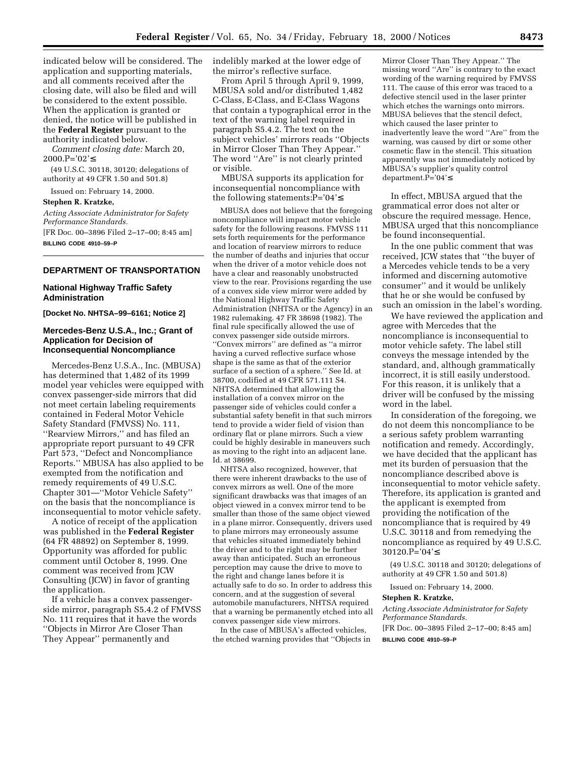indicated below will be considered. The application and supporting materials, and all comments received after the closing date, will also be filed and will be considered to the extent possible. When the application is granted or denied, the notice will be published in the **Federal Register** pursuant to the authority indicated below.

*Comment closing date:* March 20, 2000.P='02'≤

(49 U.S.C. 30118, 30120; delegations of authority at 49 CFR 1.50 and 501.8)

Issued on: February 14, 2000.

**Stephen R. Kratzke,**

*Acting Associate Administrator for Safety Performance Standards.*

[FR Doc. 00–3896 Filed 2–17–00; 8:45 am]

**BILLING CODE 4910–59–P**

## DEPARTMENT OF TRANSPORTATION

### National Highway Traffic Safety Administration

**[Docket No. NHTSA–99–6161; Notice 2]**

### Mercedes-Benz U.S.A., Inc.; Grant of Application for Decision of Inconsequential Noncompliance

Mercedes-Benz U.S.A., Inc. (MBUSA) has determined that 1,482 of its 1999 model year vehicles were equipped with convex passenger-side mirrors that did not meet certain labeling requirements contained in Federal Motor Vehicle Safety Standard (FMVSS) No. 111, ''Rearview Mirrors,'' and has filed an appropriate report pursuant to 49 CFR Part 573, ''Defect and Noncompliance Reports.'' MBUSA has also applied to be exempted from the notification and remedy requirements of 49 U.S.C. Chapter 301—''Motor Vehicle Safety'' on the basis that the noncompliance is inconsequential to motor vehicle safety.

A notice of receipt of the application was published in the **Federal Register** (64 FR 48892) on September 8, 1999. Opportunity was afforded for public comment until October 8, 1999. One comment was received from JCW Consulting (JCW) in favor of granting the application.

If a vehicle has a convex passenger-side mirror, paragraph S5.4.2 of FMVSS No. 111 requires that it have the words ''Objects in Mirror Are Closer Than They Appear'' permanently and indelibly marked at the lower edge of the mirror's reflective surface.

From April 5 through April 9, 1999, MBUSA sold and/or distributed 1,482 C-Class, E-Class, and E-Class Wagons that contain a typographical error in the text of the warning label required in paragraph S5.4.2. The text on the subject vehicles' mirrors reads ''Objects in Mirror Closer Than They Appear.'' The word ''Are'' is not clearly printed or visible.

MBUSA supports its application for inconsequential noncompliance with the following statements:P='04'≤

MBUSA does not believe that the foregoing noncompliance will impact motor vehicle safety for the following reasons. FMVSS 111 sets forth requirements for the performance and location of rearview mirrors to reduce the number of deaths and injuries that occur when the driver of a motor vehicle does not have a clear and reasonably unobstructed view to the rear. Provisions regarding the use of a convex side view mirror were added by the National Highway Traffic Safety Administration (NHTSA or the Agency) in an 1982 rulemaking. 47 FR 38698 (1982). The final rule specifically allowed the use of convex passenger side outside mirrors. ''Convex mirrors'' are defined as ''a mirror having a curved reflective surface whose shape is the same as that of the exterior surface of a section of a sphere.'' See Id. at 38700, codified at 49 CFR 571.111 S4. NHTSA determined that allowing the installation of a convex mirror on the passenger side of vehicles could confer a substantial safety benefit in that such mirrors tend to provide a wider field of vision than ordinary flat or plane mirrors. Such a view could be highly desirable in maneuvers such as moving to the right into an adjacent lane. Id. at 38699.

NHTSA also recognized, however, that there were inherent drawbacks to the use of convex mirrors as well. One of the more significant drawbacks was that images of an object viewed in a convex mirror tend to be smaller than those of the same object viewed in a plane mirror. Consequently, drivers used to plane mirrors may erroneously assume that vehicles situated immediately behind the driver and to the right may be further away than anticipated. Such an erroneous perception may cause the drive to move to the right and change lanes before it is actually safe to do so. In order to address this concern, and at the suggestion of several automobile manufacturers, NHTSA required that a warning be permanently etched into all convex passenger side view mirrors.

In the case of MBUSA's affected vehicles, the etched warning provides that ''Objects in Mirror Closer Than They Appear.'' The missing word ''Are'' is contrary to the exact wording of the warning required by FMVSS 111. The cause of this error was traced to a defective stencil used in the laser printer which etches the warnings onto mirrors. MBUSA believes that the stencil defect, which caused the laser printer to inadvertently leave the word ''Are'' from the warning, was caused by dirt or some other cosmetic flaw in the stencil. This situation apparently was not immediately noticed by MBUSA's supplier's quality control department.P='04'≤

In effect, MBUSA argued that the grammatical error does not alter or obscure the required message. Hence, MBUSA urged that this noncompliance be found inconsequential.

In the one public comment that was received, JCW states that ''the buyer of a Mercedes vehicle tends to be a very informed and discerning automotive consumer'' and it would be unlikely that he or she would be confused by such an omission in the label's wording.

We have reviewed the application and agree with Mercedes that the noncompliance is inconsequential to motor vehicle safety. The label still conveys the message intended by the standard, and, although grammatically incorrect, it is still easily understood. For this reason, it is unlikely that a driver will be confused by the missing word in the label.

In consideration of the foregoing, we do not deem this noncompliance to be a serious safety problem warranting notification and remedy. Accordingly, we have decided that the applicant has met its burden of persuasion that the noncompliance described above is inconsequential to motor vehicle safety. Therefore, its application is granted and the applicant is exempted from providing the notification of the noncompliance that is required by 49 U.S.C. 30118 and from remedying the noncompliance as required by 49 U.S.C. 30120.P='04'≤

(49 U.S.C. 30118 and 30120; delegations of authority at 49 CFR 1.50 and 501.8)

Issued on: February 14, 2000.

**Stephen R. Kratzke,**

*Acting Associate Administrator for Safety Performance Standards.*

[FR Doc. 00–3895 Filed 2–17–00; 8:45 am]

**BILLING CODE 4910–59–P**